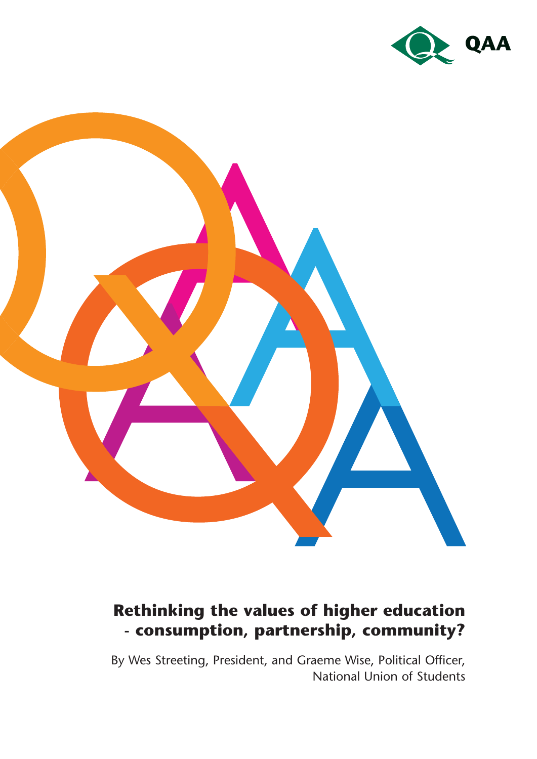QAA

# Rethinking the values of higher education - consumption, partnership, community?

By Wes Streeting, President, and Graeme Wise, Political Officer, National Union of Students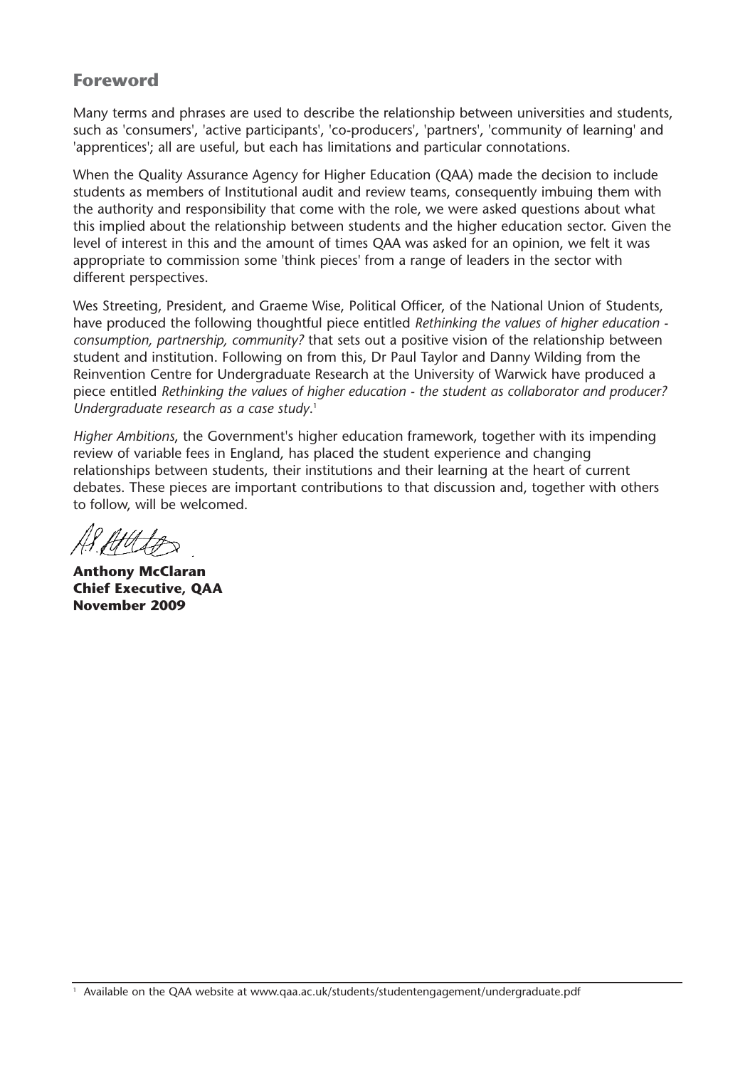## Foreword

Many terms and phrases are used to describe the relationship between universities and students, such as 'consumers', 'active participants', 'co-producers', 'partners', 'community of learning' and 'apprentices'; all are useful, but each has limitations and particular connotations.

When the Quality Assurance Agency for Higher Education (QAA) made the decision to include students as members of Institutional audit and review teams, consequently imbuing them with the authority and responsibility that come with the role, we were asked questions about what this implied about the relationship between students and the higher education sector. Given the level of interest in this and the amount of times QAA was asked for an opinion, we felt it was appropriate to commission some 'think pieces' from a range of leaders in the sector with different perspectives.

Wes Streeting, President, and Graeme Wise, Political Officer, of the National Union of Students, have produced the following thoughtful piece entitled *Rethinking the values of higher education - consumption, partnership, community?* that sets out a positive vision of the relationship between student and institution. Following on from this, Dr Paul Taylor and Danny Wilding from the Reinvention Centre for Undergraduate Research at the University of Warwick have produced a piece entitled *Rethinking the values of higher education - the student as collaborator and producer? Undergraduate research as a case study*.[1]

*Higher Ambitions*, the Government's higher education framework, together with its impending review of variable fees in England, has placed the student experience and changing relationships between students, their institutions and their learning at the heart of current debates. These pieces are important contributions to that discussion and, together with others to follow, will be welcomed.

**Anthony McClaran**
**Chief Executive, QAA**
**November 2009**

[1] Available on the QAA website at www.qaa.ac.uk/students/studentengagement/undergraduate.pdf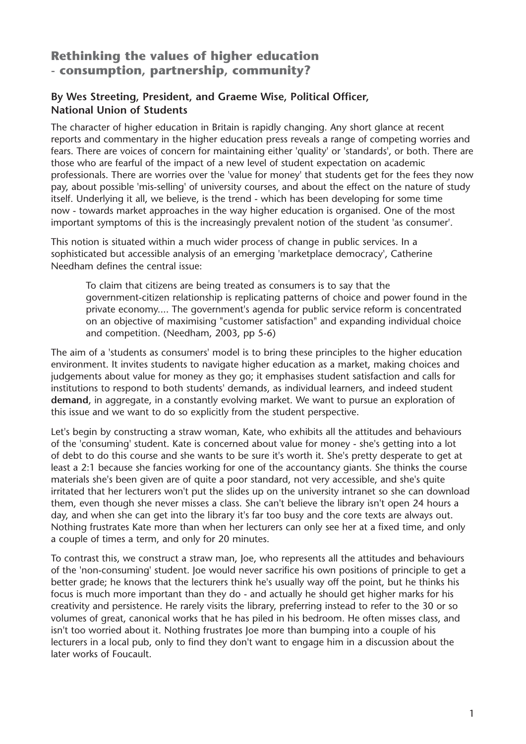## Rethinking the values of higher education - consumption, partnership, community?

### By Wes Streeting, President, and Graeme Wise, Political Officer, National Union of Students

The character of higher education in Britain is rapidly changing. Any short glance at recent reports and commentary in the higher education press reveals a range of competing worries and fears. There are voices of concern for maintaining either 'quality' or 'standards', or both. There are those who are fearful of the impact of a new level of student expectation on academic professionals. There are worries over the 'value for money' that students get for the fees they now pay, about possible 'mis-selling' of university courses, and about the effect on the nature of study itself. Underlying it all, we believe, is the trend - which has been developing for some time now - towards market approaches in the way higher education is organised. One of the most important symptoms of this is the increasingly prevalent notion of the student 'as consumer'.

This notion is situated within a much wider process of change in public services. In a sophisticated but accessible analysis of an emerging 'marketplace democracy', Catherine Needham defines the central issue:

> To claim that citizens are being treated as consumers is to say that the government-citizen relationship is replicating patterns of choice and power found in the private economy.... The government's agenda for public service reform is concentrated on an objective of maximising "customer satisfaction" and expanding individual choice and competition. (Needham, 2003, pp 5-6)

The aim of a 'students as consumers' model is to bring these principles to the higher education environment. It invites students to navigate higher education as a market, making choices and judgements about value for money as they go; it emphasises student satisfaction and calls for institutions to respond to both students' demands, as individual learners, and indeed student **demand**, in aggregate, in a constantly evolving market. We want to pursue an exploration of this issue and we want to do so explicitly from the student perspective.

Let's begin by constructing a straw woman, Kate, who exhibits all the attitudes and behaviours of the 'consuming' student. Kate is concerned about value for money - she's getting into a lot of debt to do this course and she wants to be sure it's worth it. She's pretty desperate to get at least a 2:1 because she fancies working for one of the accountancy giants. She thinks the course materials she's been given are of quite a poor standard, not very accessible, and she's quite irritated that her lecturers won't put the slides up on the university intranet so she can download them, even though she never misses a class. She can't believe the library isn't open 24 hours a day, and when she can get into the library it's far too busy and the core texts are always out. Nothing frustrates Kate more than when her lecturers can only see her at a fixed time, and only a couple of times a term, and only for 20 minutes.

To contrast this, we construct a straw man, Joe, who represents all the attitudes and behaviours of the 'non-consuming' student. Joe would never sacrifice his own positions of principle to get a better grade; he knows that the lecturers think he's usually way off the point, but he thinks his focus is much more important than they do - and actually he should get higher marks for his creativity and persistence. He rarely visits the library, preferring instead to refer to the 30 or so volumes of great, canonical works that he has piled in his bedroom. He often misses class, and isn't too worried about it. Nothing frustrates Joe more than bumping into a couple of his lecturers in a local pub, only to find they don't want to engage him in a discussion about the later works of Foucault.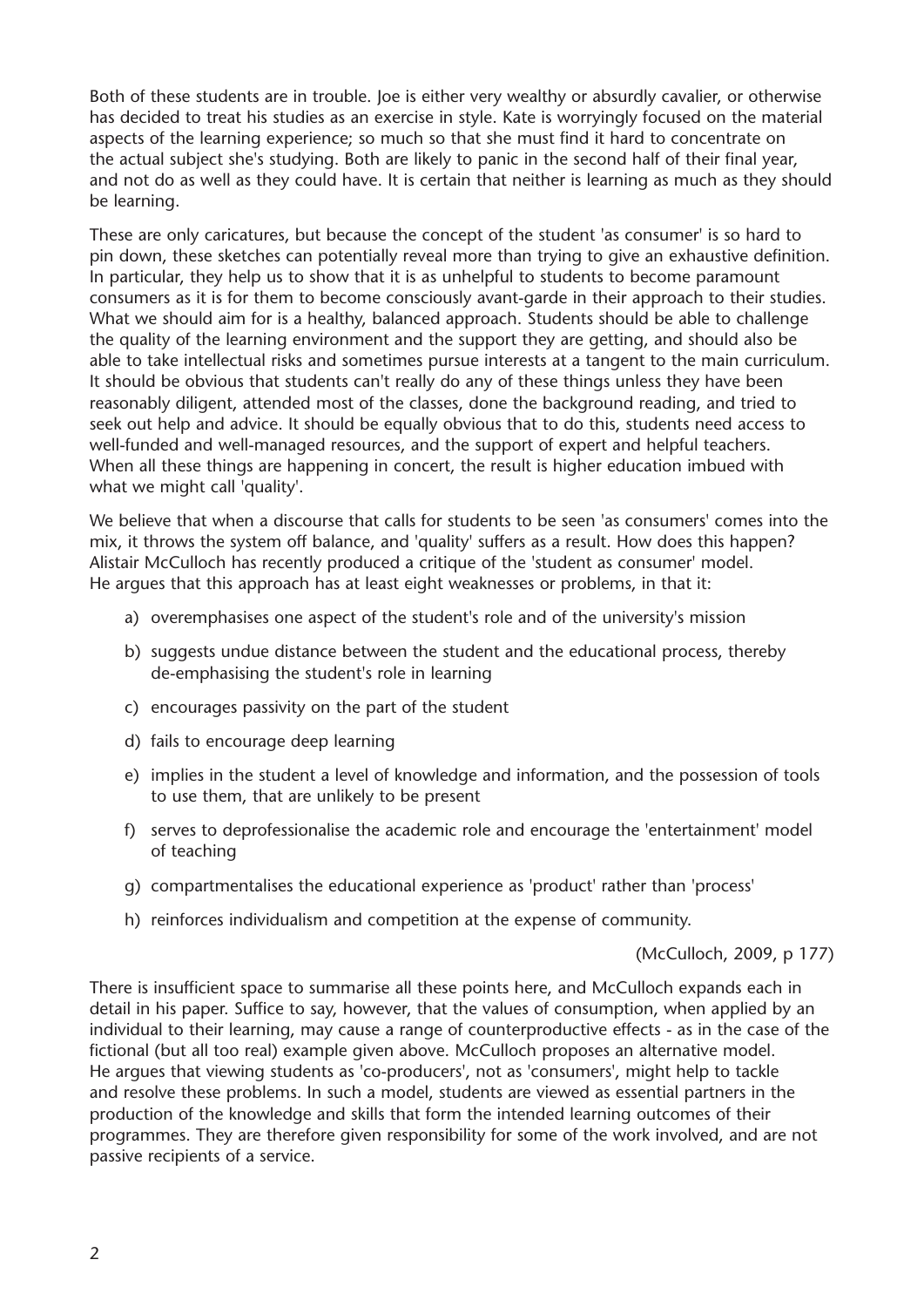Both of these students are in trouble. Joe is either very wealthy or absurdly cavalier, or otherwise has decided to treat his studies as an exercise in style. Kate is worryingly focused on the material aspects of the learning experience; so much so that she must find it hard to concentrate on the actual subject she's studying. Both are likely to panic in the second half of their final year, and not do as well as they could have. It is certain that neither is learning as much as they should be learning.

These are only caricatures, but because the concept of the student 'as consumer' is so hard to pin down, these sketches can potentially reveal more than trying to give an exhaustive definition. In particular, they help us to show that it is as unhelpful to students to become paramount consumers as it is for them to become consciously avant-garde in their approach to their studies. What we should aim for is a healthy, balanced approach. Students should be able to challenge the quality of the learning environment and the support they are getting, and should also be able to take intellectual risks and sometimes pursue interests at a tangent to the main curriculum. It should be obvious that students can't really do any of these things unless they have been reasonably diligent, attended most of the classes, done the background reading, and tried to seek out help and advice. It should be equally obvious that to do this, students need access to well-funded and well-managed resources, and the support of expert and helpful teachers. When all these things are happening in concert, the result is higher education imbued with what we might call 'quality'.

We believe that when a discourse that calls for students to be seen 'as consumers' comes into the mix, it throws the system off balance, and 'quality' suffers as a result. How does this happen? Alistair McCulloch has recently produced a critique of the 'student as consumer' model. He argues that this approach has at least eight weaknesses or problems, in that it:

a) overemphasises one aspect of the student's role and of the university's mission

b) suggests undue distance between the student and the educational process, thereby de-emphasising the student's role in learning

c) encourages passivity on the part of the student

d) fails to encourage deep learning

e) implies in the student a level of knowledge and information, and the possession of tools to use them, that are unlikely to be present

f) serves to deprofessionalise the academic role and encourage the 'entertainment' model of teaching

g) compartmentalises the educational experience as 'product' rather than 'process'

h) reinforces individualism and competition at the expense of community.

(McCulloch, 2009, p 177)

There is insufficient space to summarise all these points here, and McCulloch expands each in detail in his paper. Suffice to say, however, that the values of consumption, when applied by an individual to their learning, may cause a range of counterproductive effects - as in the case of the fictional (but all too real) example given above. McCulloch proposes an alternative model. He argues that viewing students as 'co-producers', not as 'consumers', might help to tackle and resolve these problems. In such a model, students are viewed as essential partners in the production of the knowledge and skills that form the intended learning outcomes of their programmes. They are therefore given responsibility for some of the work involved, and are not passive recipients of a service.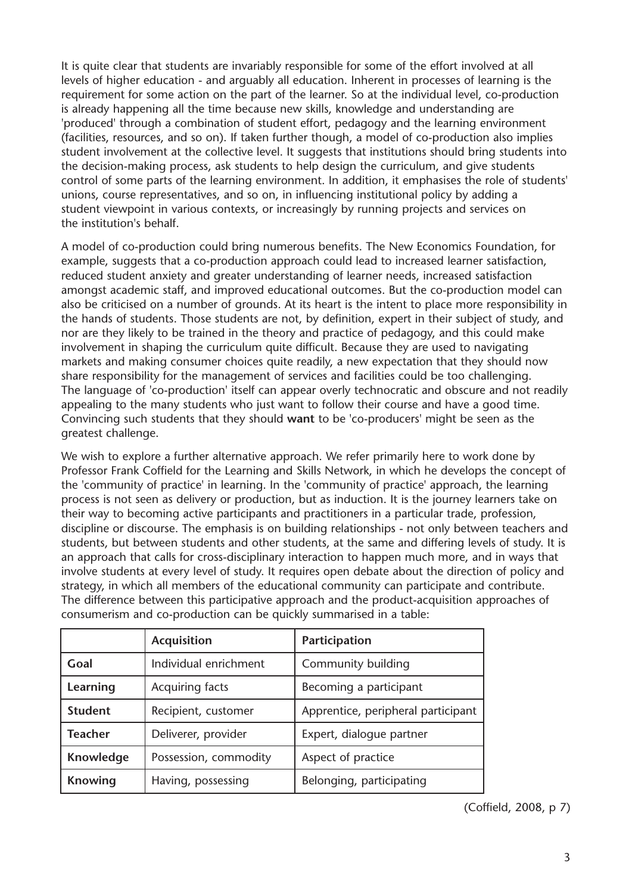It is quite clear that students are invariably responsible for some of the effort involved at all levels of higher education - and arguably all education. Inherent in processes of learning is the requirement for some action on the part of the learner. So at the individual level, co-production is already happening all the time because new skills, knowledge and understanding are 'produced' through a combination of student effort, pedagogy and the learning environment (facilities, resources, and so on). If taken further though, a model of co-production also implies student involvement at the collective level. It suggests that institutions should bring students into the decision-making process, ask students to help design the curriculum, and give students control of some parts of the learning environment. In addition, it emphasises the role of students' unions, course representatives, and so on, in influencing institutional policy by adding a student viewpoint in various contexts, or increasingly by running projects and services on the institution's behalf.

A model of co-production could bring numerous benefits. The New Economics Foundation, for example, suggests that a co-production approach could lead to increased learner satisfaction, reduced student anxiety and greater understanding of learner needs, increased satisfaction amongst academic staff, and improved educational outcomes. But the co-production model can also be criticised on a number of grounds. At its heart is the intent to place more responsibility in the hands of students. Those students are not, by definition, expert in their subject of study, and nor are they likely to be trained in the theory and practice of pedagogy, and this could make involvement in shaping the curriculum quite difficult. Because they are used to navigating markets and making consumer choices quite readily, a new expectation that they should now share responsibility for the management of services and facilities could be too challenging. The language of 'co-production' itself can appear overly technocratic and obscure and not readily appealing to the many students who just want to follow their course and have a good time. Convincing such students that they should **want** to be 'co-producers' might be seen as the greatest challenge.

We wish to explore a further alternative approach. We refer primarily here to work done by Professor Frank Coffield for the Learning and Skills Network, in which he develops the concept of the 'community of practice' in learning. In the 'community of practice' approach, the learning process is not seen as delivery or production, but as induction. It is the journey learners take on their way to becoming active participants and practitioners in a particular trade, profession, discipline or discourse. The emphasis is on building relationships - not only between teachers and students, but between students and other students, at the same and differing levels of study. It is an approach that calls for cross-disciplinary interaction to happen much more, and in ways that involve students at every level of study. It requires open debate about the direction of policy and strategy, in which all members of the educational community can participate and contribute. The difference between this participative approach and the product-acquisition approaches of consumerism and co-production can be quickly summarised in a table:

| | **Acquisition** | **Participation** |
|---|---|---|
| **Goal** | Individual enrichment | Community building |
| **Learning** | Acquiring facts | Becoming a participant |
| **Student** | Recipient, customer | Apprentice, peripheral participant |
| **Teacher** | Deliverer, provider | Expert, dialogue partner |
| **Knowledge** | Possession, commodity | Aspect of practice |
| **Knowing** | Having, possessing | Belonging, participating |

(Coffield, 2008, p 7)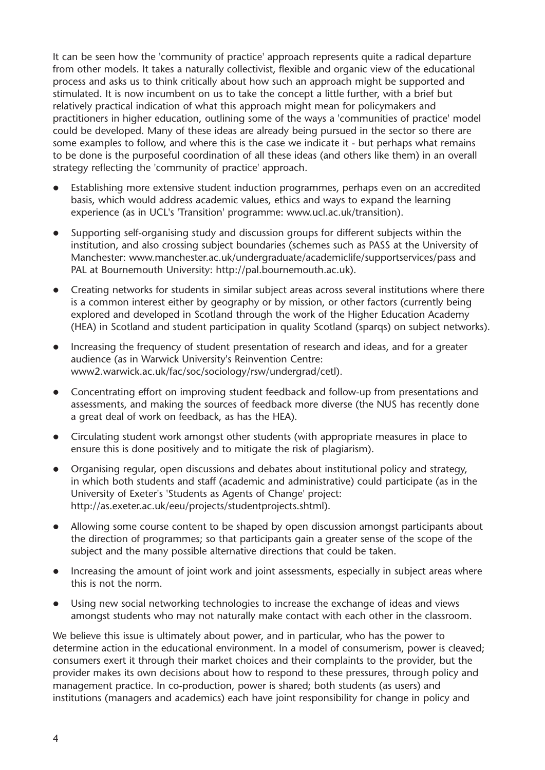It can be seen how the 'community of practice' approach represents quite a radical departure from other models. It takes a naturally collectivist, flexible and organic view of the educational process and asks us to think critically about how such an approach might be supported and stimulated. It is now incumbent on us to take the concept a little further, with a brief but relatively practical indication of what this approach might mean for policymakers and practitioners in higher education, outlining some of the ways a 'communities of practice' model could be developed. Many of these ideas are already being pursued in the sector so there are some examples to follow, and where this is the case we indicate it - but perhaps what remains to be done is the purposeful coordination of all these ideas (and others like them) in an overall strategy reflecting the 'community of practice' approach.

- Establishing more extensive student induction programmes, perhaps even on an accredited basis, which would address academic values, ethics and ways to expand the learning experience (as in UCL's 'Transition' programme: www.ucl.ac.uk/transition).
- Supporting self-organising study and discussion groups for different subjects within the institution, and also crossing subject boundaries (schemes such as PASS at the University of Manchester: www.manchester.ac.uk/undergraduate/academiclife/supportservices/pass and PAL at Bournemouth University: http://pal.bournemouth.ac.uk).
- Creating networks for students in similar subject areas across several institutions where there is a common interest either by geography or by mission, or other factors (currently being explored and developed in Scotland through the work of the Higher Education Academy (HEA) in Scotland and student participation in quality Scotland (sparqs) on subject networks).
- Increasing the frequency of student presentation of research and ideas, and for a greater audience (as in Warwick University's Reinvention Centre: www2.warwick.ac.uk/fac/soc/sociology/rsw/undergrad/cetl).
- Concentrating effort on improving student feedback and follow-up from presentations and assessments, and making the sources of feedback more diverse (the NUS has recently done a great deal of work on feedback, as has the HEA).
- Circulating student work amongst other students (with appropriate measures in place to ensure this is done positively and to mitigate the risk of plagiarism).
- Organising regular, open discussions and debates about institutional policy and strategy, in which both students and staff (academic and administrative) could participate (as in the University of Exeter's 'Students as Agents of Change' project: http://as.exeter.ac.uk/eeu/projects/studentprojects.shtml).
- Allowing some course content to be shaped by open discussion amongst participants about the direction of programmes; so that participants gain a greater sense of the scope of the subject and the many possible alternative directions that could be taken.
- Increasing the amount of joint work and joint assessments, especially in subject areas where this is not the norm.
- Using new social networking technologies to increase the exchange of ideas and views amongst students who may not naturally make contact with each other in the classroom.

We believe this issue is ultimately about power, and in particular, who has the power to determine action in the educational environment. In a model of consumerism, power is cleaved; consumers exert it through their market choices and their complaints to the provider, but the provider makes its own decisions about how to respond to these pressures, through policy and management practice. In co-production, power is shared; both students (as users) and institutions (managers and academics) each have joint responsibility for change in policy and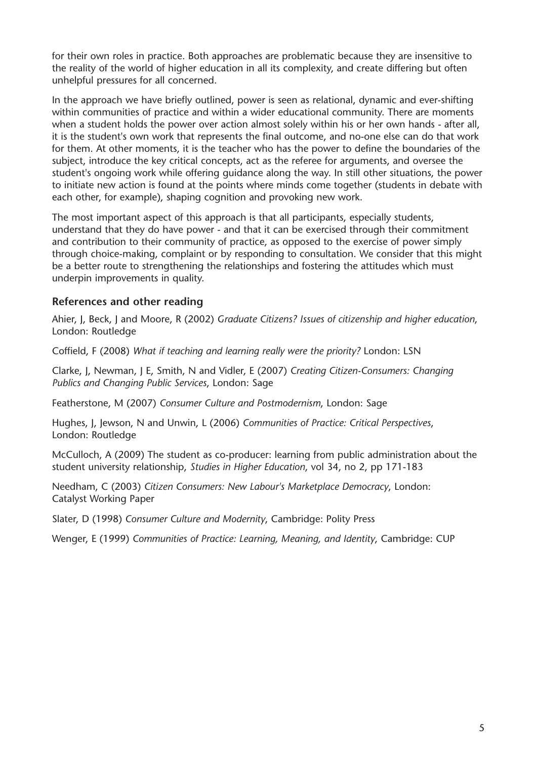for their own roles in practice. Both approaches are problematic because they are insensitive to the reality of the world of higher education in all its complexity, and create differing but often unhelpful pressures for all concerned.

In the approach we have briefly outlined, power is seen as relational, dynamic and ever-shifting within communities of practice and within a wider educational community. There are moments when a student holds the power over action almost solely within his or her own hands - after all, it is the student's own work that represents the final outcome, and no-one else can do that work for them. At other moments, it is the teacher who has the power to define the boundaries of the subject, introduce the key critical concepts, act as the referee for arguments, and oversee the student's ongoing work while offering guidance along the way. In still other situations, the power to initiate new action is found at the points where minds come together (students in debate with each other, for example), shaping cognition and provoking new work.

The most important aspect of this approach is that all participants, especially students, understand that they do have power - and that it can be exercised through their commitment and contribution to their community of practice, as opposed to the exercise of power simply through choice-making, complaint or by responding to consultation. We consider that this might be a better route to strengthening the relationships and fostering the attitudes which must underpin improvements in quality.

## References and other reading

Ahier, J, Beck, J and Moore, R (2002) *Graduate Citizens? Issues of citizenship and higher education*, London: Routledge

Coffield, F (2008) *What if teaching and learning really were the priority?* London: LSN

Clarke, J, Newman, J E, Smith, N and Vidler, E (2007) *Creating Citizen-Consumers: Changing Publics and Changing Public Services*, London: Sage

Featherstone, M (2007) *Consumer Culture and Postmodernism*, London: Sage

Hughes, J, Jewson, N and Unwin, L (2006) *Communities of Practice: Critical Perspectives*, London: Routledge

McCulloch, A (2009) The student as co-producer: learning from public administration about the student university relationship, *Studies in Higher Education*, vol 34, no 2, pp 171-183

Needham, C (2003) *Citizen Consumers: New Labour's Marketplace Democracy*, London: Catalyst Working Paper

Slater, D (1998) *Consumer Culture and Modernity*, Cambridge: Polity Press

Wenger, E (1999) *Communities of Practice: Learning, Meaning, and Identity*, Cambridge: CUP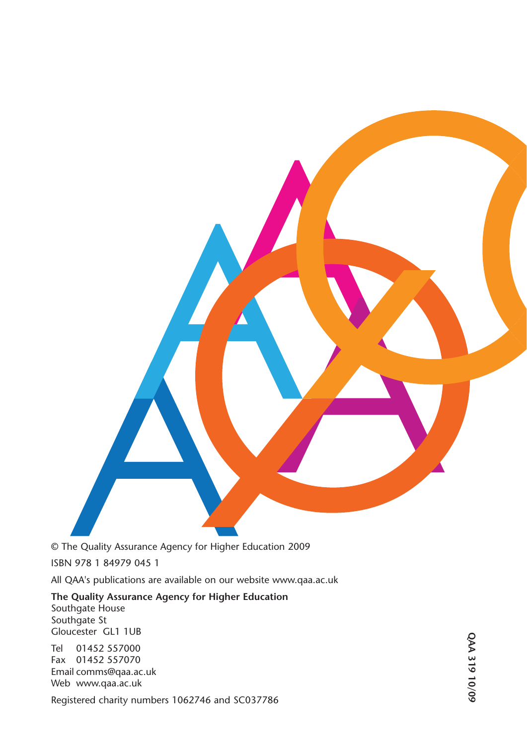© The Quality Assurance Agency for Higher Education 2009

ISBN 978 1 84979 045 1

All QAA's publications are available on our website www.qaa.ac.uk

**The Quality Assurance Agency for Higher Education**
Southgate House
Southgate St
Gloucester GL1 1UB

Tel 01452 557000
Fax 01452 557070
Email comms@qaa.ac.uk
Web www.qaa.ac.uk

Registered charity numbers 1062746 and SC037786

**QAA 319 10/09**